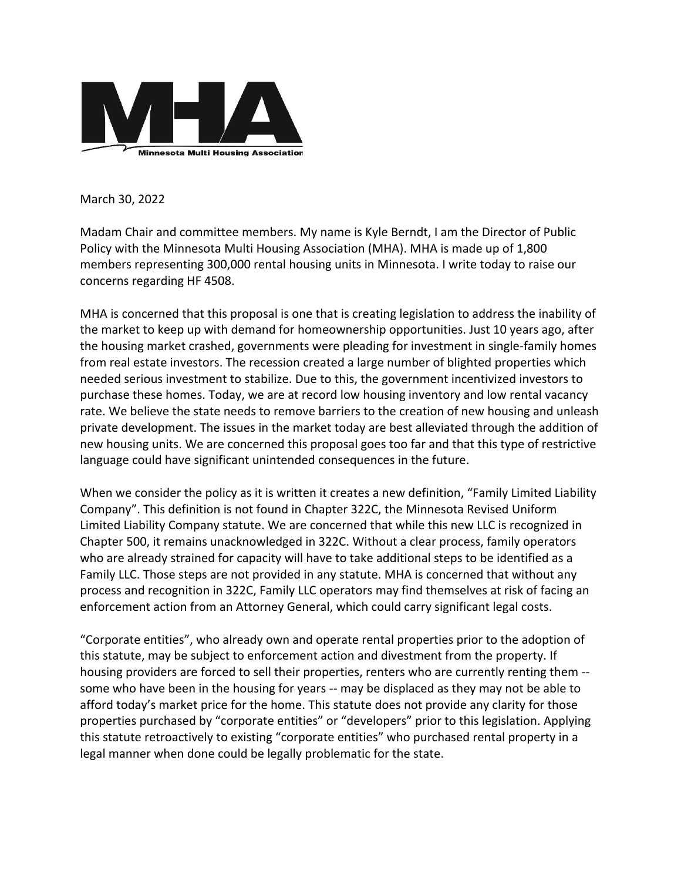**MHA**

**Minnesota Multi Housing Association**

March 30, 2022

Madam Chair and committee members. My name is Kyle Berndt, I am the Director of Public Policy with the Minnesota Multi Housing Association (MHA). MHA is made up of 1,800 members representing 300,000 rental housing units in Minnesota. I write today to raise our concerns regarding HF 4508.

MHA is concerned that this proposal is one that is creating legislation to address the inability of the market to keep up with demand for homeownership opportunities. Just 10 years ago, after the housing market crashed, governments were pleading for investment in single-family homes from real estate investors. The recession created a large number of blighted properties which needed serious investment to stabilize. Due to this, the government incentivized investors to purchase these homes. Today, we are at record low housing inventory and low rental vacancy rate. We believe the state needs to remove barriers to the creation of new housing and unleash private development. The issues in the market today are best alleviated through the addition of new housing units. We are concerned this proposal goes too far and that this type of restrictive language could have significant unintended consequences in the future.

When we consider the policy as it is written it creates a new definition, "Family Limited Liability Company". This definition is not found in Chapter 322C, the Minnesota Revised Uniform Limited Liability Company statute. We are concerned that while this new LLC is recognized in Chapter 500, it remains unacknowledged in 322C. Without a clear process, family operators who are already strained for capacity will have to take additional steps to be identified as a Family LLC. Those steps are not provided in any statute. MHA is concerned that without any process and recognition in 322C, Family LLC operators may find themselves at risk of facing an enforcement action from an Attorney General, which could carry significant legal costs.

"Corporate entities", who already own and operate rental properties prior to the adoption of this statute, may be subject to enforcement action and divestment from the property. If housing providers are forced to sell their properties, renters who are currently renting them -- some who have been in the housing for years -- may be displaced as they may not be able to afford today's market price for the home. This statute does not provide any clarity for those properties purchased by "corporate entities" or "developers" prior to this legislation. Applying this statute retroactively to existing "corporate entities" who purchased rental property in a legal manner when done could be legally problematic for the state.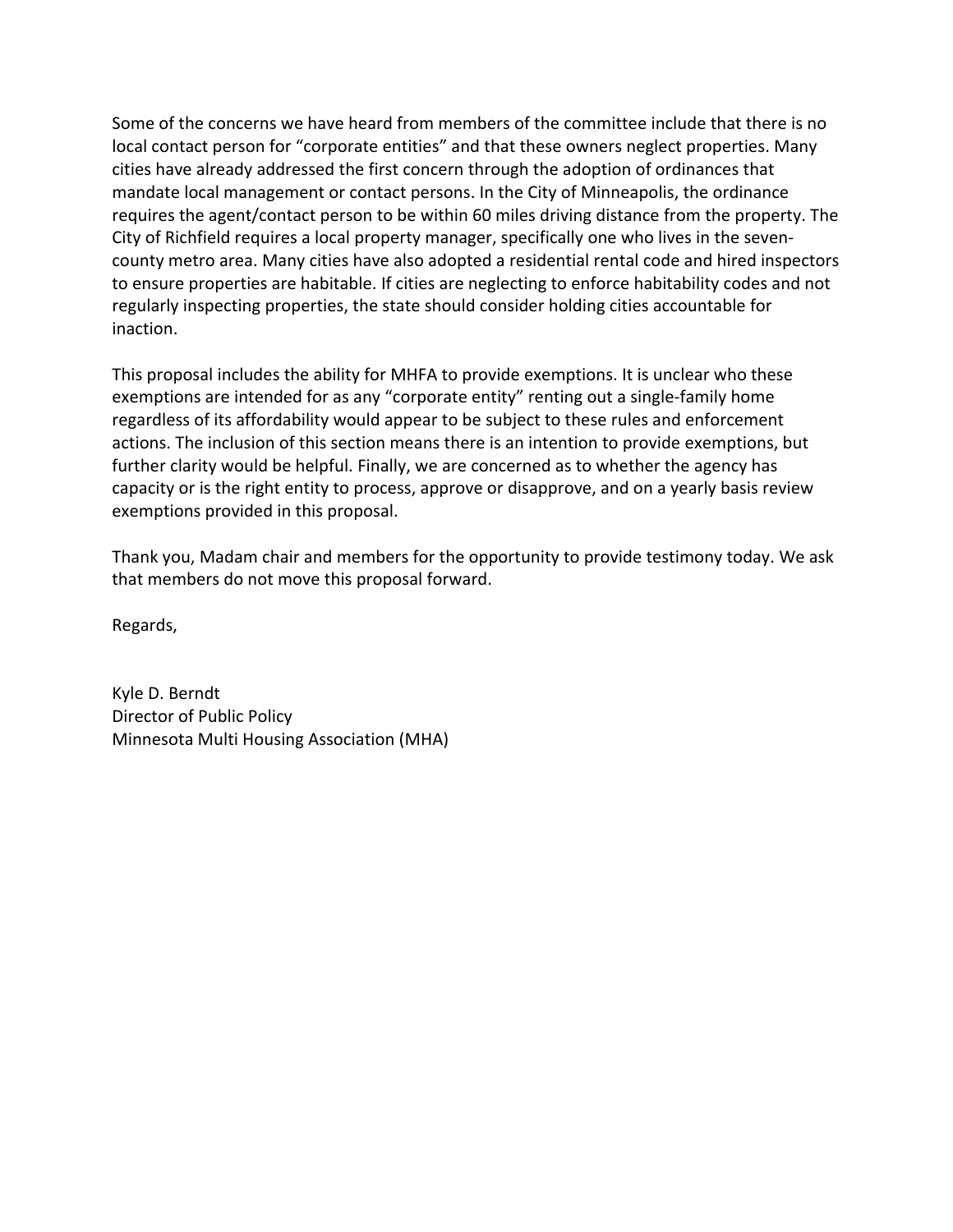Some of the concerns we have heard from members of the committee include that there is no local contact person for "corporate entities" and that these owners neglect properties. Many cities have already addressed the first concern through the adoption of ordinances that mandate local management or contact persons. In the City of Minneapolis, the ordinance requires the agent/contact person to be within 60 miles driving distance from the property. The City of Richfield requires a local property manager, specifically one who lives in the seven-county metro area. Many cities have also adopted a residential rental code and hired inspectors to ensure properties are habitable. If cities are neglecting to enforce habitability codes and not regularly inspecting properties, the state should consider holding cities accountable for inaction.

This proposal includes the ability for MHFA to provide exemptions. It is unclear who these exemptions are intended for as any "corporate entity" renting out a single-family home regardless of its affordability would appear to be subject to these rules and enforcement actions. The inclusion of this section means there is an intention to provide exemptions, but further clarity would be helpful. Finally, we are concerned as to whether the agency has capacity or is the right entity to process, approve or disapprove, and on a yearly basis review exemptions provided in this proposal.

Thank you, Madam chair and members for the opportunity to provide testimony today. We ask that members do not move this proposal forward.

Regards,

Kyle D. Berndt  
Director of Public Policy  
Minnesota Multi Housing Association (MHA)